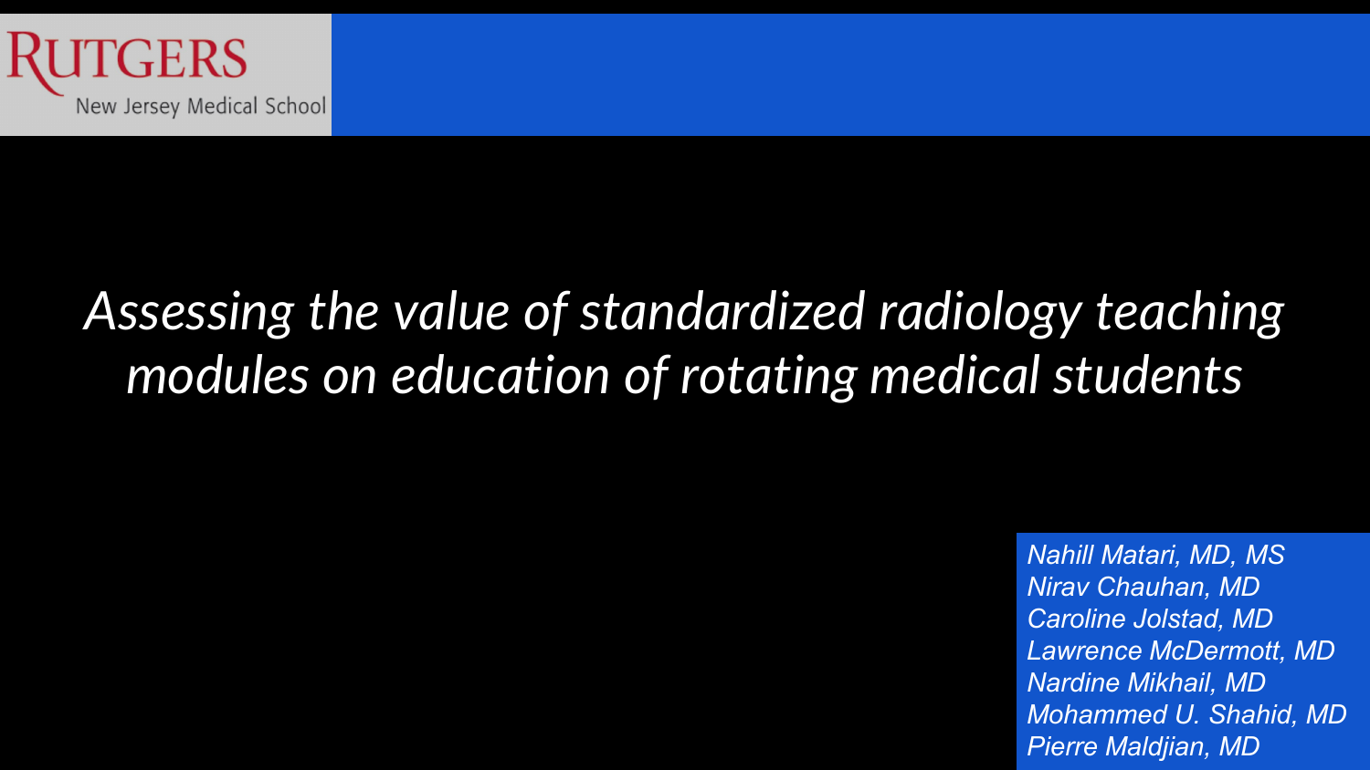RUTGERS
New Jersey Medical School

# *Assessing the value of standardized radiology teaching modules on education of rotating medical students*

*Nahill Matari, MD, MS*
*Nirav Chauhan, MD*
*Caroline Jolstad, MD*
*Lawrence McDermott, MD*
*Nardine Mikhail, MD*
*Mohammed U. Shahid, MD*
*Pierre Maldjian, MD*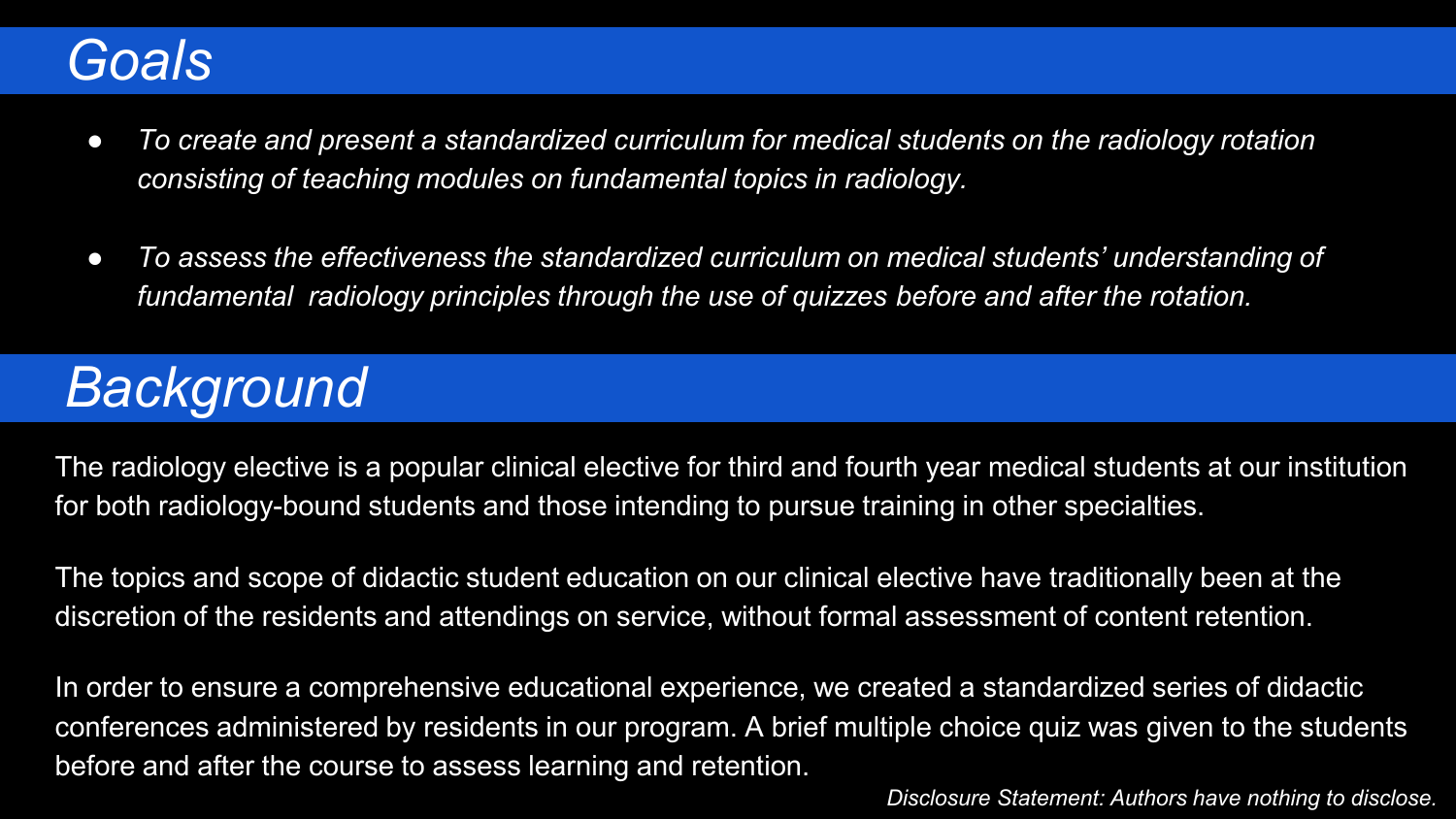## Goals

- *To create and present a standardized curriculum for medical students on the radiology rotation consisting of teaching modules on fundamental topics in radiology.*
- *To assess the effectiveness the standardized curriculum on medical students' understanding of fundamental radiology principles through the use of quizzes before and after the rotation.*

## Background

The radiology elective is a popular clinical elective for third and fourth year medical students at our institution for both radiology-bound students and those intending to pursue training in other specialties.

The topics and scope of didactic student education on our clinical elective have traditionally been at the discretion of the residents and attendings on service, without formal assessment of content retention.

In order to ensure a comprehensive educational experience, we created a standardized series of didactic conferences administered by residents in our program. A brief multiple choice quiz was given to the students before and after the course to assess learning and retention.

*Disclosure Statement: Authors have nothing to disclose.*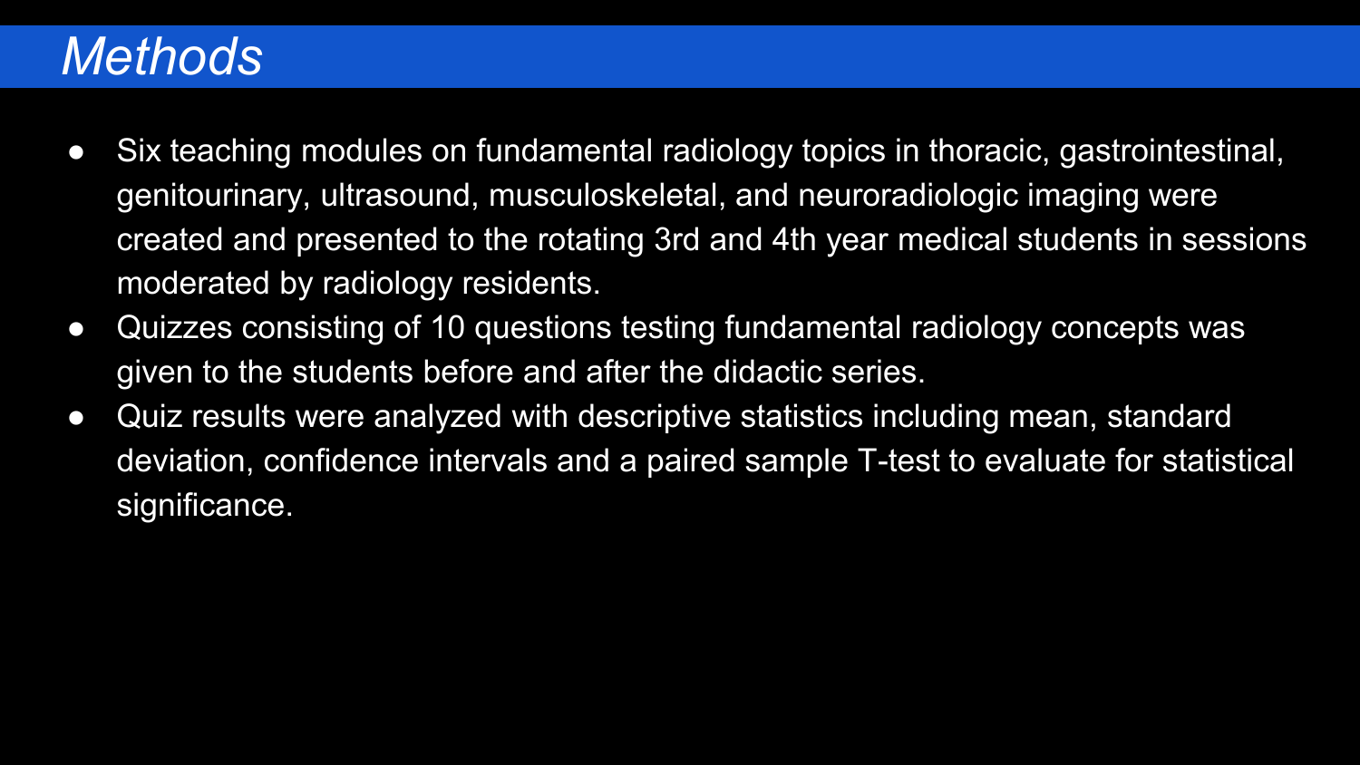# *Methods*

- Six teaching modules on fundamental radiology topics in thoracic, gastrointestinal, genitourinary, ultrasound, musculoskeletal, and neuroradiologic imaging were created and presented to the rotating 3rd and 4th year medical students in sessions moderated by radiology residents.
- Quizzes consisting of 10 questions testing fundamental radiology concepts was given to the students before and after the didactic series.
- Quiz results were analyzed with descriptive statistics including mean, standard deviation, confidence intervals and a paired sample T-test to evaluate for statistical significance.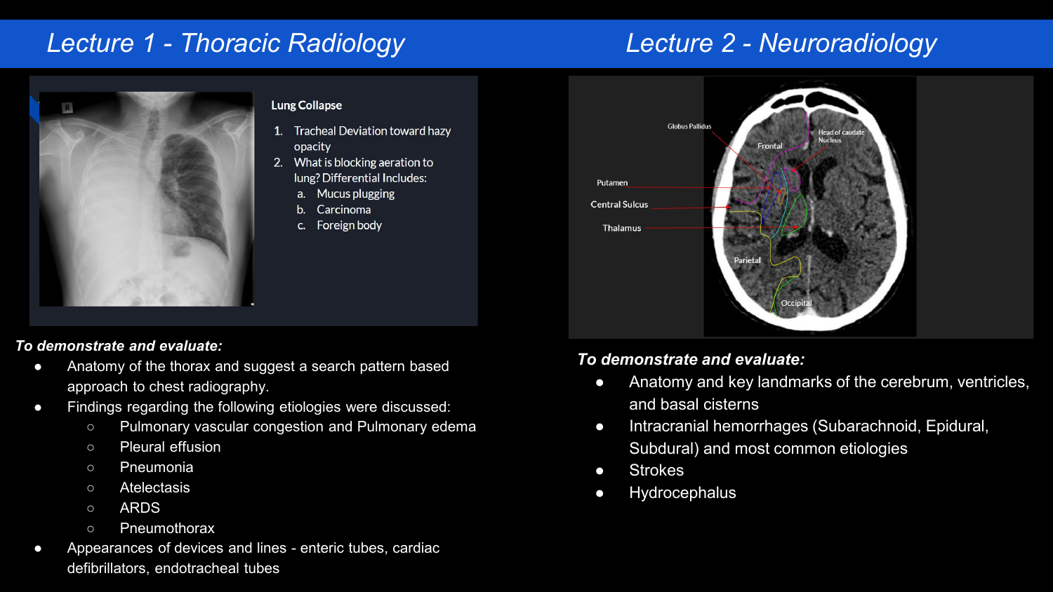## Lecture 1 - Thoracic Radiology

**Lung Collapse**

1. Tracheal Deviation toward hazy opacity
2. What is blocking aeration to lung? Differential Includes:
   a. Mucus plugging
   b. Carcinoma
   c. Foreign body

***To demonstrate and evaluate:***

- Anatomy of the thorax and suggest a search pattern based approach to chest radiography.
- Findings regarding the following etiologies were discussed:
  - Pulmonary vascular congestion and Pulmonary edema
  - Pleural effusion
  - Pneumonia
  - Atelectasis
  - ARDS
  - Pneumothorax
- Appearances of devices and lines - enteric tubes, cardiac defibrillators, endotracheal tubes

## Lecture 2 - Neuroradiology

***To demonstrate and evaluate:***

- Anatomy and key landmarks of the cerebrum, ventricles, and basal cisterns
- Intracranial hemorrhages (Subarachnoid, Epidural, Subdural) and most common etiologies
- Strokes
- Hydrocephalus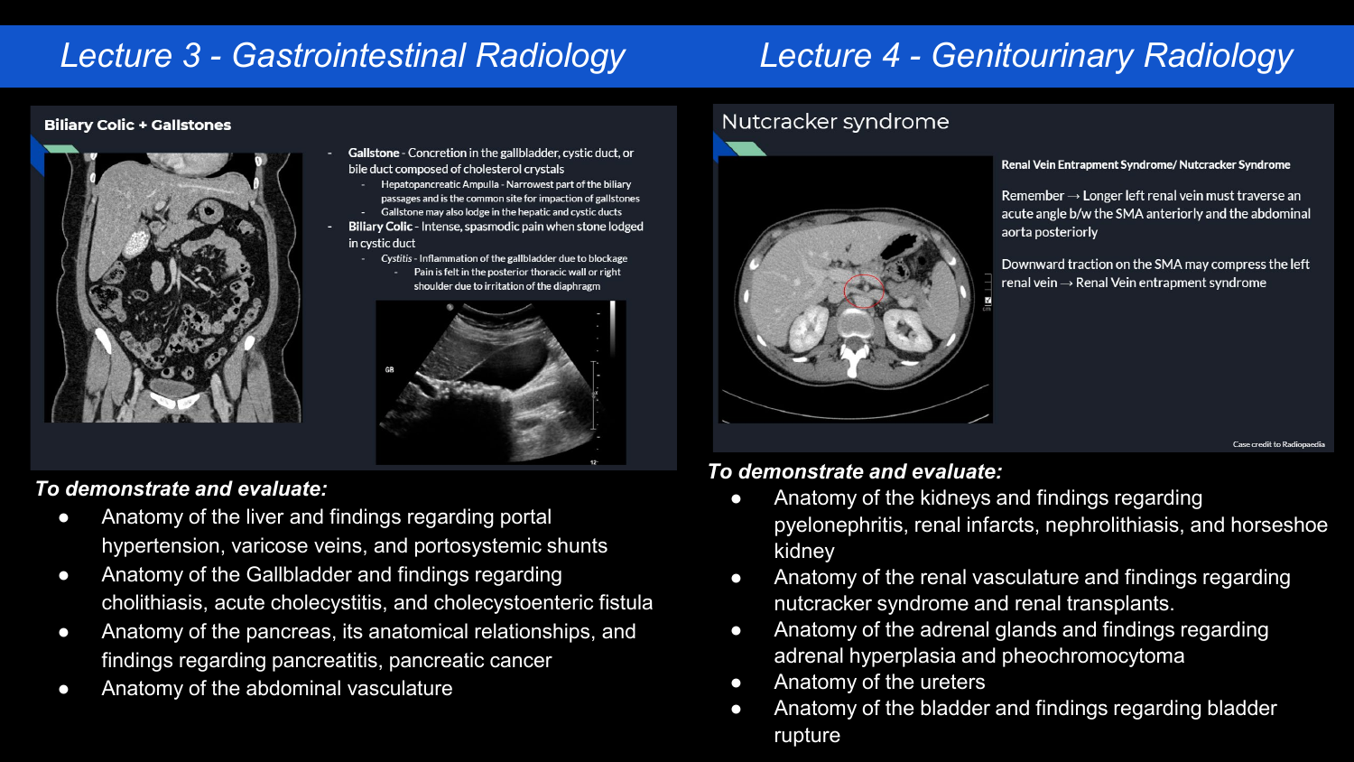## Lecture 3 - Gastrointestinal Radiology

### Biliary Colic + Gallstones

- **Gallstone** - Concretion in the gallbladder, cystic duct, or bile duct composed of cholesterol crystals
  - Hepatopancreatic Ampulla - Narrowest part of the biliary passages and is the common site for impaction of gallstones
  - Gallstone may also lodge in the hepatic and cystic ducts
- **Biliary Colic** - Intense, spasmodic pain when stone lodged in cystic duct
  - *Cystitis* - Inflammation of the gallbladder due to blockage
    - Pain is felt in the posterior thoracic wall or right shoulder due to irritation of the diaphragm

***To demonstrate and evaluate:***

- Anatomy of the liver and findings regarding portal hypertension, varicose veins, and portosystemic shunts
- Anatomy of the Gallbladder and findings regarding cholithiasis, acute cholecystitis, and cholecystoenteric fistula
- Anatomy of the pancreas, its anatomical relationships, and findings regarding pancreatitis, pancreatic cancer
- Anatomy of the abdominal vasculature

## Lecture 4 - Genitourinary Radiology

### Nutcracker syndrome

**Renal Vein Entrapment Syndrome/ Nutcracker Syndrome**

Remember → Longer left renal vein must traverse an acute angle b/w the SMA anteriorly and the abdominal aorta posteriorly

Downward traction on the SMA may compress the left renal vein → Renal Vein entrapment syndrome

Case credit to Radiopaedia

***To demonstrate and evaluate:***

- Anatomy of the kidneys and findings regarding pyelonephritis, renal infarcts, nephrolithiasis, and horseshoe kidney
- Anatomy of the renal vasculature and findings regarding nutcracker syndrome and renal transplants.
- Anatomy of the adrenal glands and findings regarding adrenal hyperplasia and pheochromocytoma
- Anatomy of the ureters
- Anatomy of the bladder and findings regarding bladder rupture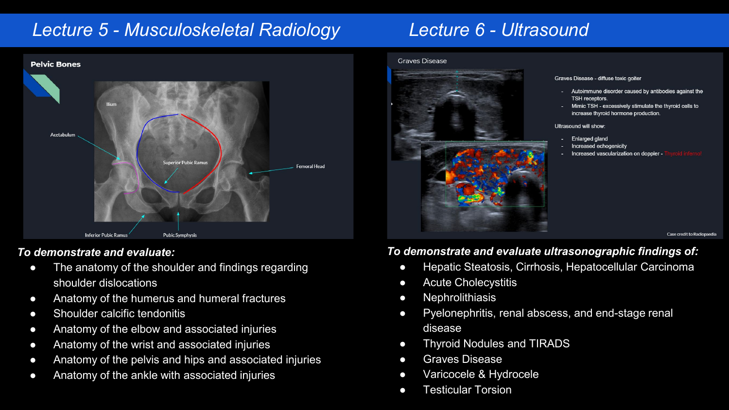## Lecture 5 - Musculoskeletal Radiology

**Pelvic Bones**

Ilium

Acetabulum

Superior Pubic Ramus

Femoral Head

Inferior Pubic Ramus

Pubic Symphysis

***To demonstrate and evaluate:***

- The anatomy of the shoulder and findings regarding shoulder dislocations
- Anatomy of the humerus and humeral fractures
- Shoulder calcific tendonitis
- Anatomy of the elbow and associated injuries
- Anatomy of the wrist and associated injuries
- Anatomy of the pelvis and hips and associated injuries
- Anatomy of the ankle with associated injuries

## Lecture 6 - Ultrasound

Graves Disease

Graves Disease - diffuse toxic goiter

- Autoimmune disorder caused by antibodies against the TSH receptors.
- Mimic TSH - excessively stimulate the thyroid cells to increase thyroid hormone production.

Ultrasound will show:

- Enlarged gland
- Increased echogenicity
- Increased vascularization on doppler - Thyroid inferno!

Case credit to Radiopaedia

***To demonstrate and evaluate ultrasonographic findings of:***

- Hepatic Steatosis, Cirrhosis, Hepatocellular Carcinoma
- Acute Cholecystitis
- Nephrolithiasis
- Pyelonephritis, renal abscess, and end-stage renal disease
- Thyroid Nodules and TIRADS
- Graves Disease
- Varicocele & Hydrocele
- Testicular Torsion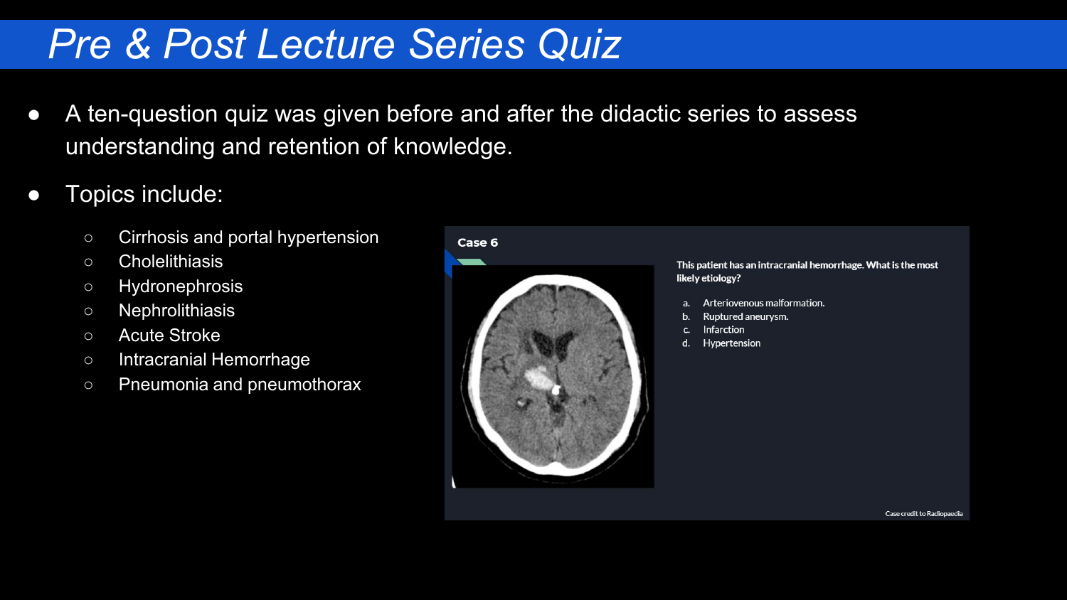# Pre & Post Lecture Series Quiz

- A ten-question quiz was given before and after the didactic series to assess understanding and retention of knowledge.
- Topics include:
  - Cirrhosis and portal hypertension
  - Cholelithiasis
  - Hydronephrosis
  - Nephrolithiasis
  - Acute Stroke
  - Intracranial Hemorrhage
  - Pneumonia and pneumothorax

**Case 6**

**This patient has an intracranial hemorrhage. What is the most likely etiology?**

a. Arteriovenous malformation.
b. Ruptured aneurysm.
c. Infarction
d. Hypertension

Case credit to Radiopaedia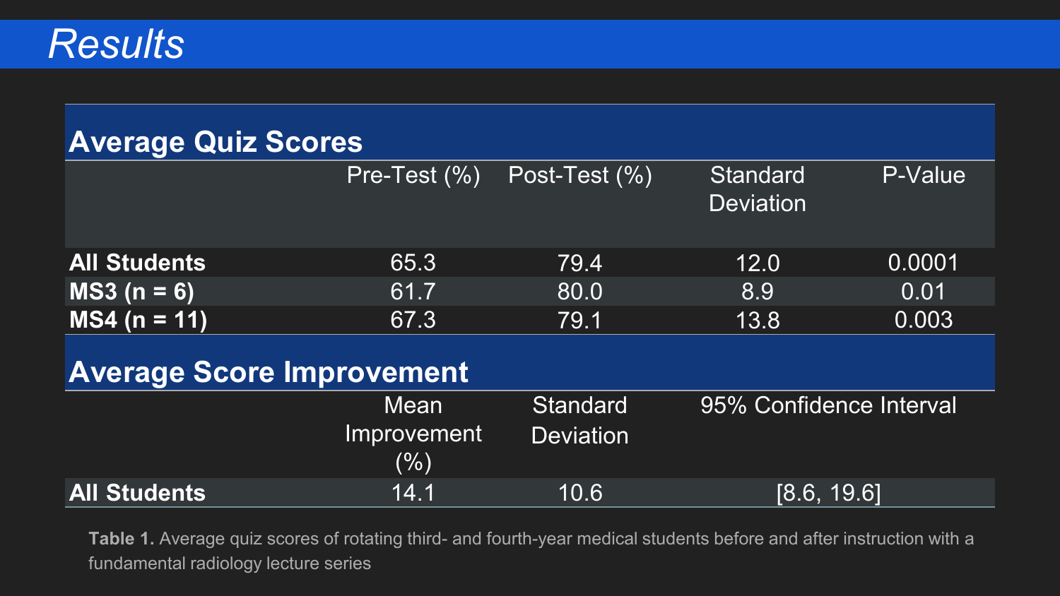# Results

**Average Quiz Scores**

| | Pre-Test (%) | Post-Test (%) | Standard Deviation | P-Value |
|---|---|---|---|---|
| **All Students** | 65.3 | 79.4 | 12.0 | 0.0001 |
| **MS3 (n = 6)** | 61.7 | 80.0 | 8.9 | 0.01 |
| **MS4 (n = 11)** | 67.3 | 79.1 | 13.8 | 0.003 |

**Average Score Improvement**

| | Mean Improvement (%) | Standard Deviation | 95% Confidence Interval |
|---|---|---|---|
| **All Students** | 14.1 | 10.6 | [8.6, 19.6] |

**Table 1.** Average quiz scores of rotating third- and fourth-year medical students before and after instruction with a fundamental radiology lecture series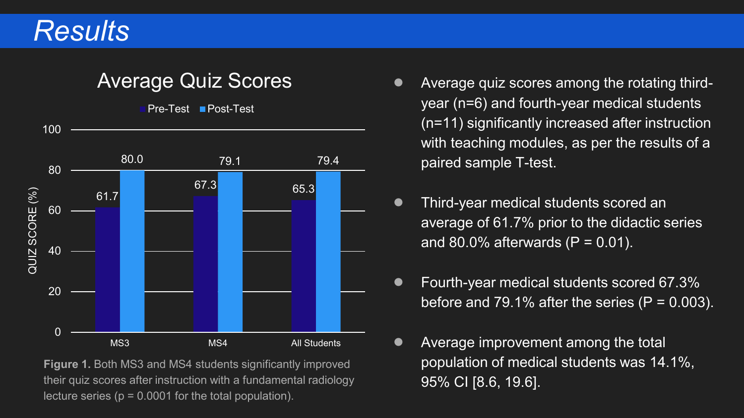# Results

## Average Quiz Scores

| | Pre-Test | Post-Test |
|---|---|---|
| MS3 | 61.7 | 80.0 |
| MS4 | 67.3 | 79.1 |
| All Students | 65.3 | 79.4 |

**Figure 1.** Both MS3 and MS4 students significantly improved their quiz scores after instruction with a fundamental radiology lecture series ($p = 0.0001$ for the total population).

- Average quiz scores among the rotating third-year ($n=6$) and fourth-year medical students ($n=11$) significantly increased after instruction with teaching modules, as per the results of a paired sample T-test.
- Third-year medical students scored an average of 61.7% prior to the didactic series and 80.0% afterwards ($P = 0.01$).
- Fourth-year medical students scored 67.3% before and 79.1% after the series ($P = 0.003$).
- Average improvement among the total population of medical students was 14.1%, 95% CI [8.6, 19.6].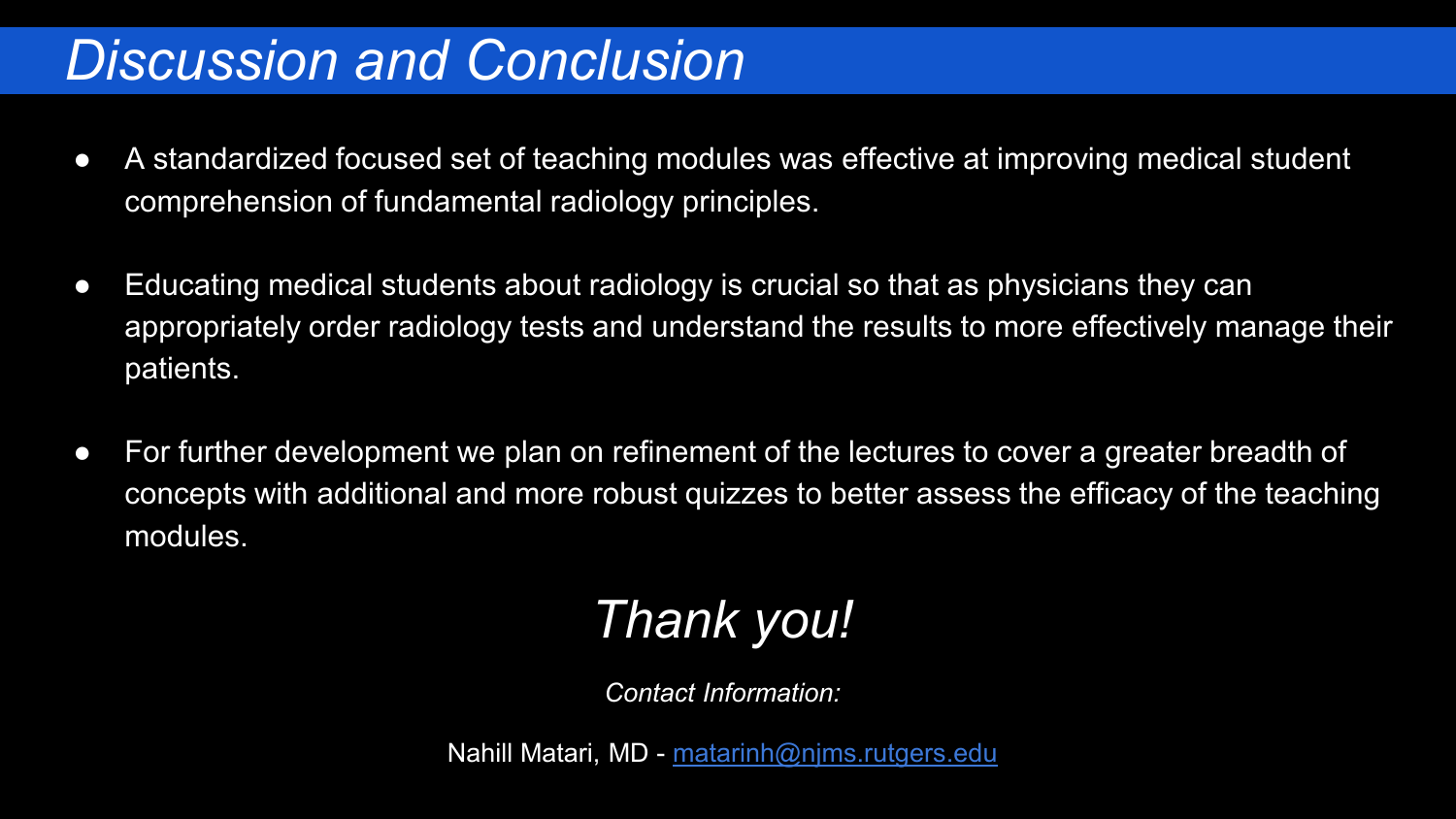# *Discussion and Conclusion*

- A standardized focused set of teaching modules was effective at improving medical student comprehension of fundamental radiology principles.
- Educating medical students about radiology is crucial so that as physicians they can appropriately order radiology tests and understand the results to more effectively manage their patients.
- For further development we plan on refinement of the lectures to cover a greater breadth of concepts with additional and more robust quizzes to better assess the efficacy of the teaching modules.

## *Thank you!*

*Contact Information:*

Nahill Matari, MD - matarinh@njms.rutgers.edu